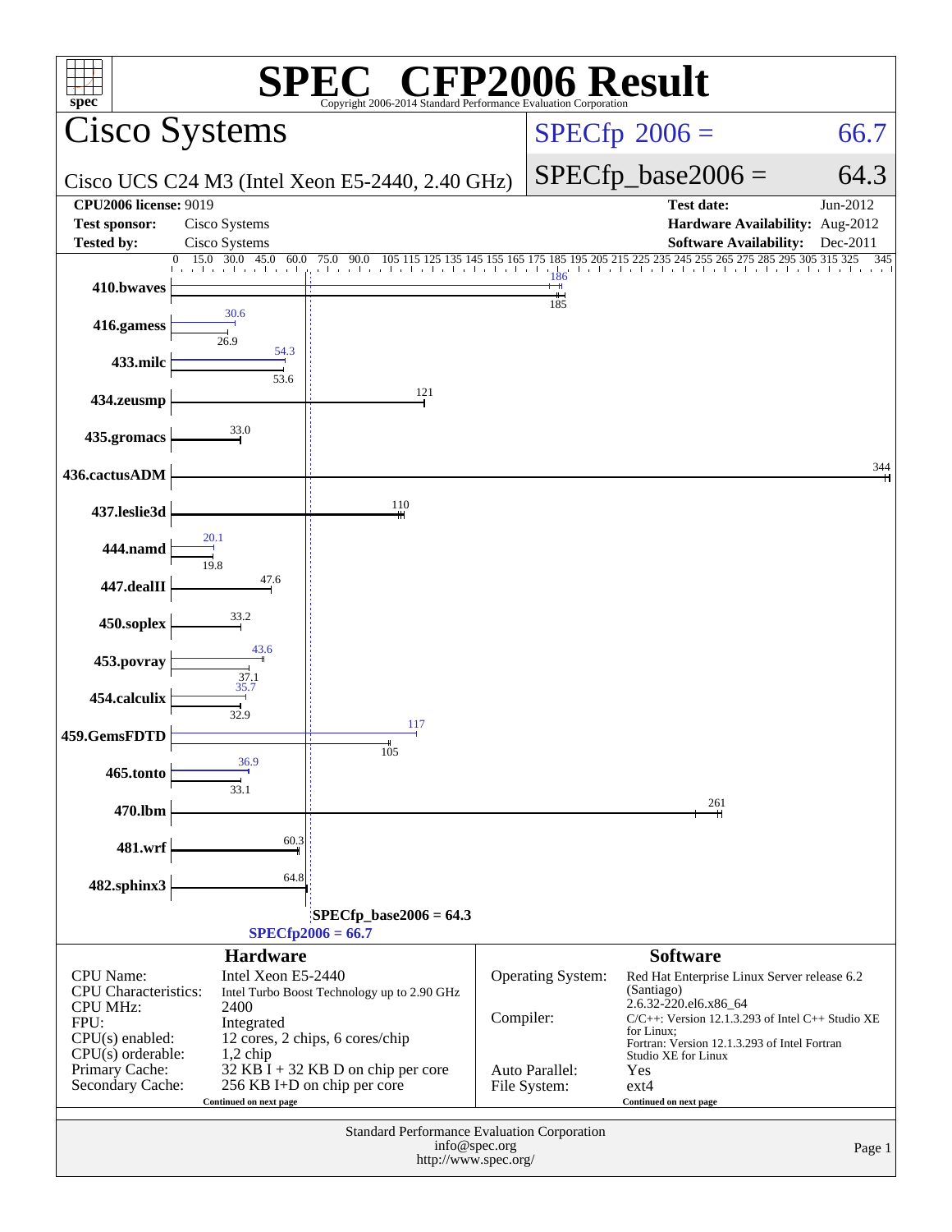# SPEC® CFP2006 Result

Copyright 2006-2014 Standard Performance Evaluation Corporation

## Cisco Systems

Cisco UCS C24 M3 (Intel Xeon E5-2440, 2.40 GHz)

SPECfp 2006 = 66.7

SPECfp_base2006 = 64.3

| | | | |
|---|---|---|---|
| **CPU2006 license:** 9019 | | **Test date:** | Jun-2012 |
| **Test sponsor:** | Cisco Systems | **Hardware Availability:** | Aug-2012 |
| **Tested by:** | Cisco Systems | **Software Availability:** | Dec-2011 |

| Benchmark | Peak | Base |
|---|---|---|
| 410.bwaves | 186 | 185 |
| 416.gamess | 30.6 | 26.9 |
| 433.milc | 54.3 | 53.6 |
| 434.zeusmp | | 121 |
| 435.gromacs | | 33.0 |
| 436.cactusADM | | 344 |
| 437.leslie3d | | 110 |
| 444.namd | 20.1 | 19.8 |
| 447.dealII | | 47.6 |
| 450.soplex | | 33.2 |
| 453.povray | 43.6 | 37.1 |
| 454.calculix | 35.7 | 32.9 |
| 459.GemsFDTD | 117 | 105 |
| 465.tonto | 36.9 | 33.1 |
| 470.lbm | | 261 |
| 481.wrf | | 60.3 |
| 482.sphinx3 | | 64.8 |

SPECfp_base2006 = 64.3

SPECfp2006 = 66.7

### Hardware

| | |
|---|---|
| CPU Name: | Intel Xeon E5-2440 |
| CPU Characteristics: | Intel Turbo Boost Technology up to 2.90 GHz |
| CPU MHz: | 2400 |
| FPU: | Integrated |
| CPU(s) enabled: | 12 cores, 2 chips, 6 cores/chip |
| CPU(s) orderable: | 1,2 chip |
| Primary Cache: | 32 KB I + 32 KB D on chip per core |
| Secondary Cache: | 256 KB I+D on chip per core |

Continued on next page

### Software

| | |
|---|---|
| Operating System: | Red Hat Enterprise Linux Server release 6.2 (Santiago) 2.6.32-220.el6.x86_64 |
| Compiler: | C/C++: Version 12.1.3.293 of Intel C++ Studio XE for Linux; Fortran: Version 12.1.3.293 of Intel Fortran Studio XE for Linux |
| Auto Parallel: | Yes |
| File System: | ext4 |

Continued on next page

Standard Performance Evaluation Corporation
info@spec.org
http://www.spec.org/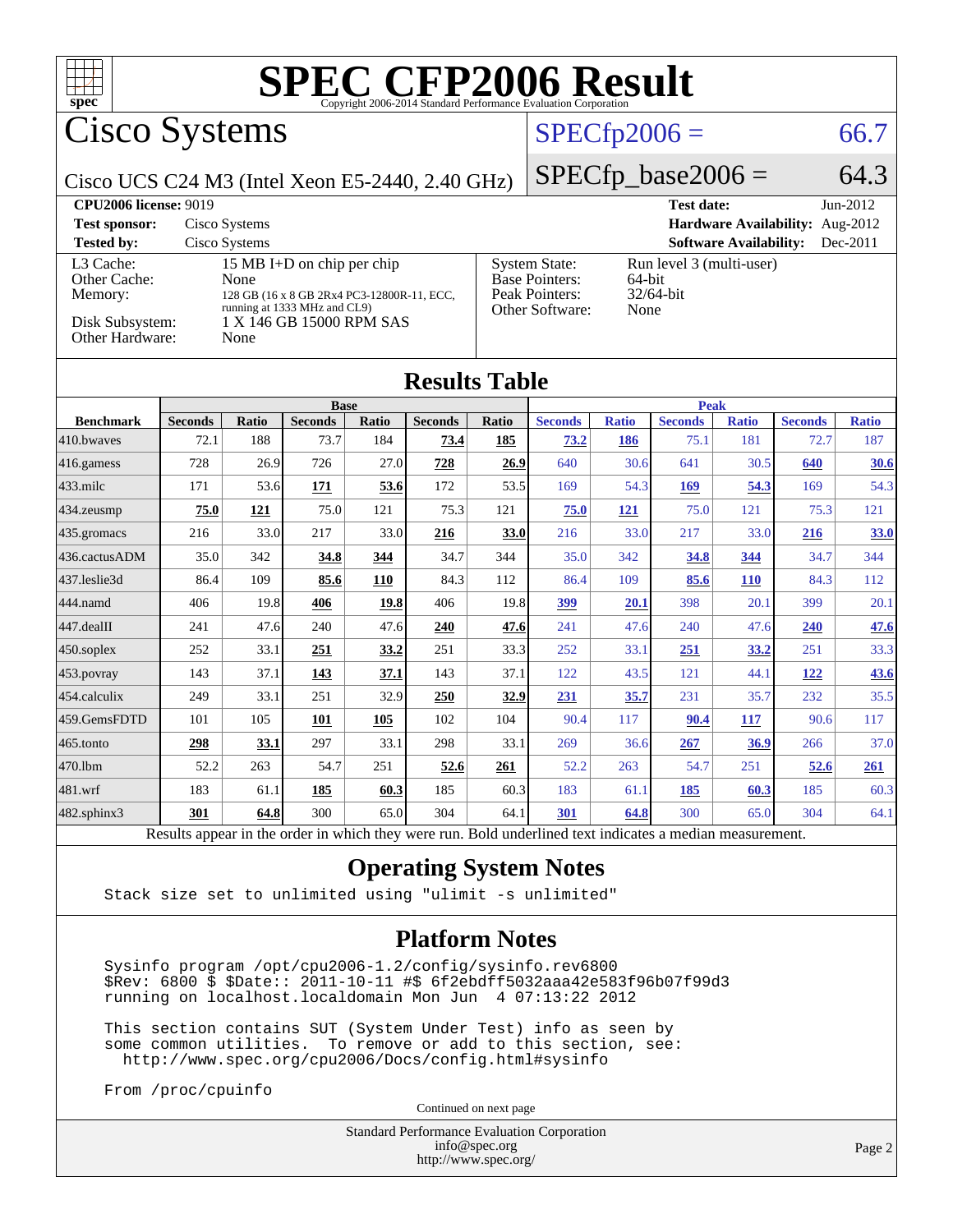# SPEC CFP2006 Result

Copyright 2006-2014 Standard Performance Evaluation Corporation

## Cisco Systems

Cisco UCS C24 M3 (Intel Xeon E5-2440, 2.40 GHz)

SPECfp2006 = 66.7

SPECfp_base2006 = 64.3

**CPU2006 license:** 9019
**Test sponsor:** Cisco Systems
**Tested by:** Cisco Systems
**Test date:** Jun-2012
**Hardware Availability:** Aug-2012
**Software Availability:** Dec-2011

| | |
|---|---|
| L3 Cache: | 15 MB I+D on chip per chip |
| Other Cache: | None |
| Memory: | 128 GB (16 x 8 GB 2Rx4 PC3-12800R-11, ECC, running at 1333 MHz and CL9) |
| Disk Subsystem: | 1 X 146 GB 15000 RPM SAS |
| Other Hardware: | None |

| | |
|---|---|
| System State: | Run level 3 (multi-user) |
| Base Pointers: | 64-bit |
| Peak Pointers: | 32/64-bit |
| Other Software: | None |

## Results Table

| Benchmark | Base | | | | | | Peak | | | | | |
|---|---|---|---|---|---|---|---|---|---|---|---|---|
| | Seconds | Ratio | Seconds | Ratio | Seconds | Ratio | Seconds | Ratio | Seconds | Ratio | Seconds | Ratio |
| 410.bwaves | 72.1 | 188 | 73.7 | 184 | **73.4** | **185** | **73.2** | **186** | 75.1 | 181 | 72.7 | 187 |
| 416.gamess | 728 | 26.9 | 726 | 27.0 | **728** | **26.9** | 640 | 30.6 | 641 | 30.5 | **640** | **30.6** |
| 433.milc | 171 | 53.6 | **171** | **53.6** | 172 | 53.5 | 169 | 54.3 | **169** | **54.3** | 169 | 54.3 |
| 434.zeusmp | **75.0** | **121** | 75.0 | 121 | 75.3 | 121 | **75.0** | **121** | 75.0 | 121 | 75.3 | 121 |
| 435.gromacs | 216 | 33.0 | 217 | 33.0 | **216** | **33.0** | 216 | 33.0 | 217 | 33.0 | **216** | **33.0** |
| 436.cactusADM | 35.0 | 342 | **34.8** | **344** | 34.7 | 344 | 35.0 | 342 | **34.8** | **344** | 34.7 | 344 |
| 437.leslie3d | 86.4 | 109 | **85.6** | **110** | 84.3 | 112 | 86.4 | 109 | **85.6** | **110** | 84.3 | 112 |
| 444.namd | 406 | 19.8 | **406** | **19.8** | 406 | 19.8 | **399** | **20.1** | 398 | 20.1 | 399 | 20.1 |
| 447.dealII | 241 | 47.6 | 240 | 47.6 | **240** | **47.6** | 241 | 47.6 | 240 | 47.6 | **240** | **47.6** |
| 450.soplex | 252 | 33.1 | **251** | **33.2** | 251 | 33.3 | 252 | 33.1 | **251** | **33.2** | 251 | 33.3 |
| 453.povray | 143 | 37.1 | **143** | **37.1** | 143 | 37.1 | 122 | 43.5 | 121 | 44.1 | **122** | **43.6** |
| 454.calculix | 249 | 33.1 | 251 | 32.9 | **250** | **32.9** | **231** | **35.7** | 231 | 35.7 | 232 | 35.5 |
| 459.GemsFDTD | 101 | 105 | **101** | **105** | 102 | 104 | 90.4 | 117 | **90.4** | **117** | 90.6 | 117 |
| 465.tonto | **298** | **33.1** | 297 | 33.1 | 298 | 33.1 | 269 | 36.6 | **267** | **36.9** | 266 | 37.0 |
| 470.lbm | 52.2 | 263 | 54.7 | 251 | **52.6** | **261** | 52.2 | 263 | 54.7 | 251 | **52.6** | **261** |
| 481.wrf | 183 | 61.1 | **185** | **60.3** | 185 | 60.3 | 183 | 61.1 | **185** | **60.3** | 185 | 60.3 |
| 482.sphinx3 | **301** | **64.8** | 300 | 65.0 | 304 | 64.1 | **301** | **64.8** | 300 | 65.0 | 304 | 64.1 |

Results appear in the order in which they were run. Bold underlined text indicates a median measurement.

## Operating System Notes

```
Stack size set to unlimited using "ulimit -s unlimited"
```

## Platform Notes

```
Sysinfo program /opt/cpu2006-1.2/config/sysinfo.rev6800
$Rev: 6800 $ $Date:: 2011-10-11 #$ 6f2ebdff5032aaa42e583f96b07f99d3
running on localhost.localdomain Mon Jun  4 07:13:22 2012

This section contains SUT (System Under Test) info as seen by
some common utilities.  To remove or add to this section, see:
  http://www.spec.org/cpu2006/Docs/config.html#sysinfo

From /proc/cpuinfo
```

Continued on next page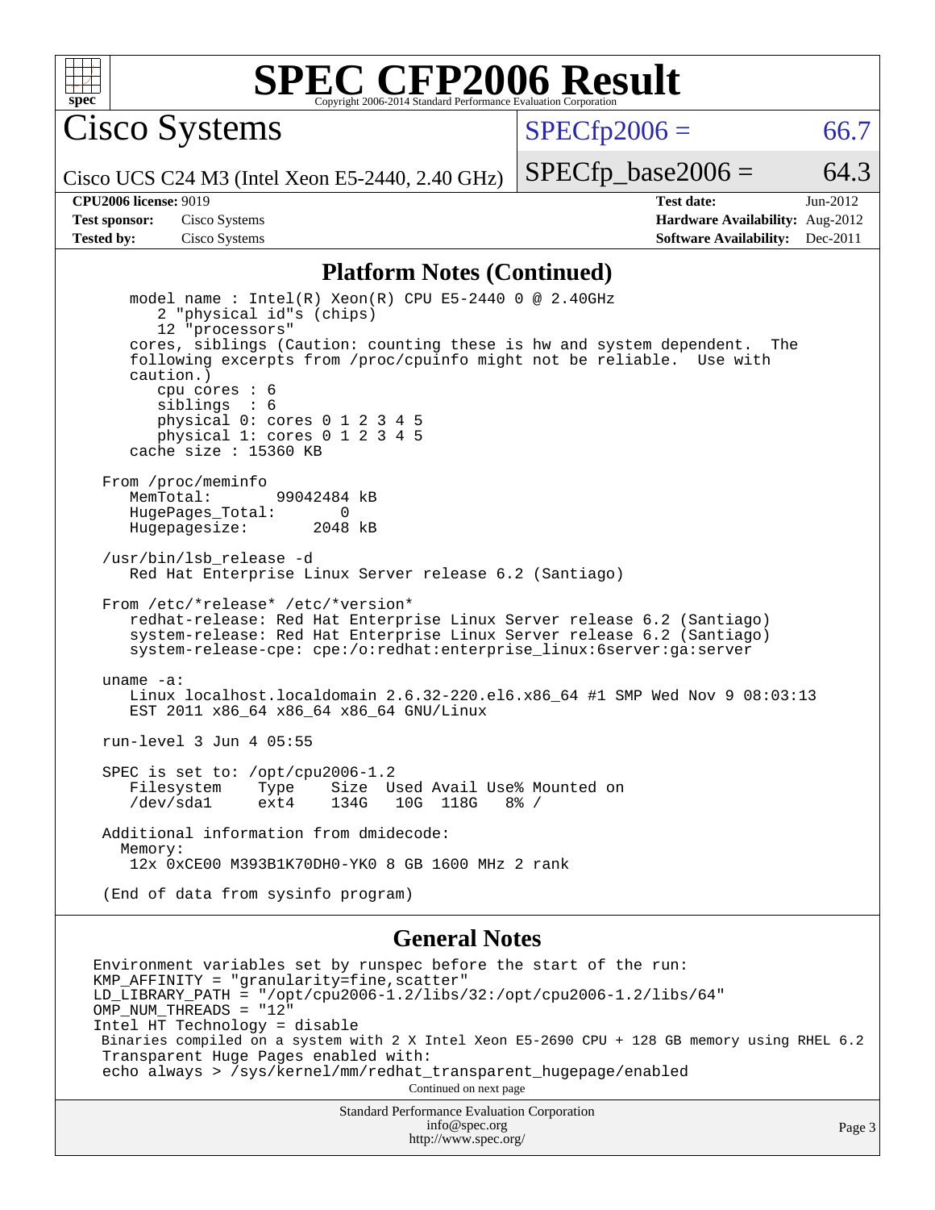# SPEC CFP2006 Result

Copyright 2006-2014 Standard Performance Evaluation Corporation

## Cisco Systems

Cisco UCS C24 M3 (Intel Xeon E5-2440, 2.40 GHz)

SPECfp2006 = 66.7

SPECfp_base2006 = 64.3

| | | | |
|---|---|---|---|
| **CPU2006 license:** 9019 | | **Test date:** | Jun-2012 |
| **Test sponsor:** | Cisco Systems | **Hardware Availability:** | Aug-2012 |
| **Tested by:** | Cisco Systems | **Software Availability:** | Dec-2011 |

## Platform Notes (Continued)

```
      model name : Intel(R) Xeon(R) CPU E5-2440 0 @ 2.40GHz
         2 "physical id"s (chips)
         12 "processors"
      cores, siblings (Caution: counting these is hw and system dependent.  The
      following excerpts from /proc/cpuinfo might not be reliable.  Use with
      caution.)
         cpu cores : 6
         siblings  : 6
         physical 0: cores 0 1 2 3 4 5
         physical 1: cores 0 1 2 3 4 5
      cache size : 15360 KB

   From /proc/meminfo
      MemTotal:       99042484 kB
      HugePages_Total:       0
      Hugepagesize:       2048 kB

   /usr/bin/lsb_release -d
      Red Hat Enterprise Linux Server release 6.2 (Santiago)

   From /etc/*release* /etc/*version*
      redhat-release: Red Hat Enterprise Linux Server release 6.2 (Santiago)
      system-release: Red Hat Enterprise Linux Server release 6.2 (Santiago)
      system-release-cpe: cpe:/o:redhat:enterprise_linux:6server:ga:server

   uname -a:
      Linux localhost.localdomain 2.6.32-220.el6.x86_64 #1 SMP Wed Nov 9 08:03:13
      EST 2011 x86_64 x86_64 x86_64 GNU/Linux

   run-level 3 Jun 4 05:55

   SPEC is set to: /opt/cpu2006-1.2
      Filesystem    Type    Size  Used Avail Use% Mounted on
      /dev/sda1     ext4    134G   10G  118G   8% /

   Additional information from dmidecode:
     Memory:
      12x 0xCE00 M393B1K70DH0-YK0 8 GB 1600 MHz 2 rank

   (End of data from sysinfo program)
```

## General Notes

```
Environment variables set by runspec before the start of the run:
KMP_AFFINITY = "granularity=fine,scatter"
LD_LIBRARY_PATH = "/opt/cpu2006-1.2/libs/32:/opt/cpu2006-1.2/libs/64"
OMP_NUM_THREADS = "12"
Intel HT Technology = disable
 Binaries compiled on a system with 2 X Intel Xeon E5-2690 CPU + 128 GB memory using RHEL 6.2
 Transparent Huge Pages enabled with:
 echo always > /sys/kernel/mm/redhat_transparent_hugepage/enabled
```

Continued on next page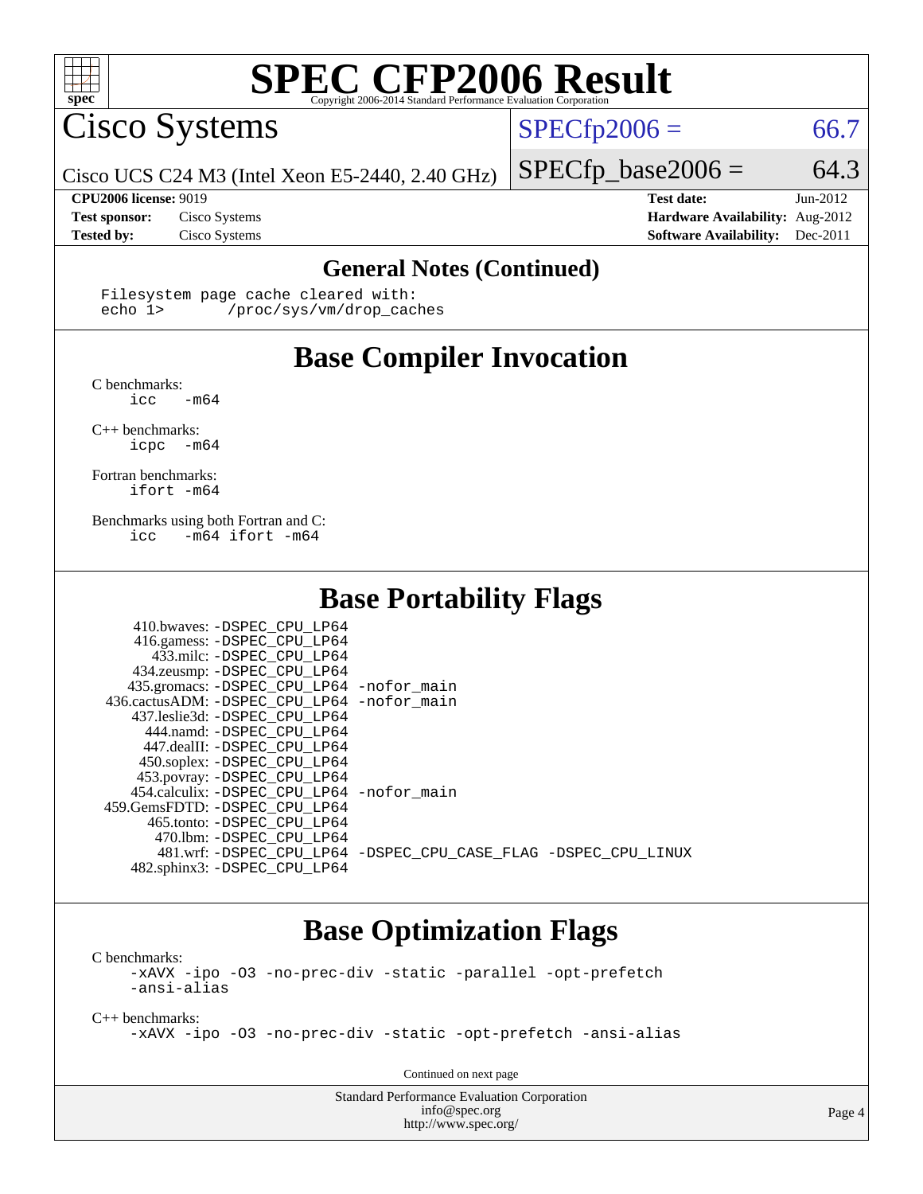# SPEC CFP2006 Result

Copyright 2006-2014 Standard Performance Evaluation Corporation

## Cisco Systems

Cisco UCS C24 M3 (Intel Xeon E5-2440, 2.40 GHz)

SPECfp2006 = 66.7

SPECfp_base2006 = 64.3

| | | | |
|---|---|---|---|
| **CPU2006 license:** 9019 | | **Test date:** | Jun-2012 |
| **Test sponsor:** | Cisco Systems | **Hardware Availability:** | Aug-2012 |
| **Tested by:** | Cisco Systems | **Software Availability:** | Dec-2011 |

## General Notes (Continued)

```
Filesystem page cache cleared with:
echo 1>       /proc/sys/vm/drop_caches
```

## Base Compiler Invocation

C benchmarks:
```
icc   -m64
```

C++ benchmarks:
```
icpc  -m64
```

Fortran benchmarks:
```
ifort -m64
```

Benchmarks using both Fortran and C:
```
icc   -m64 ifort -m64
```

## Base Portability Flags

| Benchmark | Flags |
|---|---|
| 410.bwaves: | -DSPEC_CPU_LP64 |
| 416.gamess: | -DSPEC_CPU_LP64 |
| 433.milc: | -DSPEC_CPU_LP64 |
| 434.zeusmp: | -DSPEC_CPU_LP64 |
| 435.gromacs: | -DSPEC_CPU_LP64 -nofor_main |
| 436.cactusADM: | -DSPEC_CPU_LP64 -nofor_main |
| 437.leslie3d: | -DSPEC_CPU_LP64 |
| 444.namd: | -DSPEC_CPU_LP64 |
| 447.dealII: | -DSPEC_CPU_LP64 |
| 450.soplex: | -DSPEC_CPU_LP64 |
| 453.povray: | -DSPEC_CPU_LP64 |
| 454.calculix: | -DSPEC_CPU_LP64 -nofor_main |
| 459.GemsFDTD: | -DSPEC_CPU_LP64 |
| 465.tonto: | -DSPEC_CPU_LP64 |
| 470.lbm: | -DSPEC_CPU_LP64 |
| 481.wrf: | -DSPEC_CPU_LP64 -DSPEC_CPU_CASE_FLAG -DSPEC_CPU_LINUX |
| 482.sphinx3: | -DSPEC_CPU_LP64 |

## Base Optimization Flags

C benchmarks:
```
-xAVX -ipo -O3 -no-prec-div -static -parallel -opt-prefetch
-ansi-alias
```

C++ benchmarks:
```
-xAVX -ipo -O3 -no-prec-div -static -opt-prefetch -ansi-alias
```

Continued on next page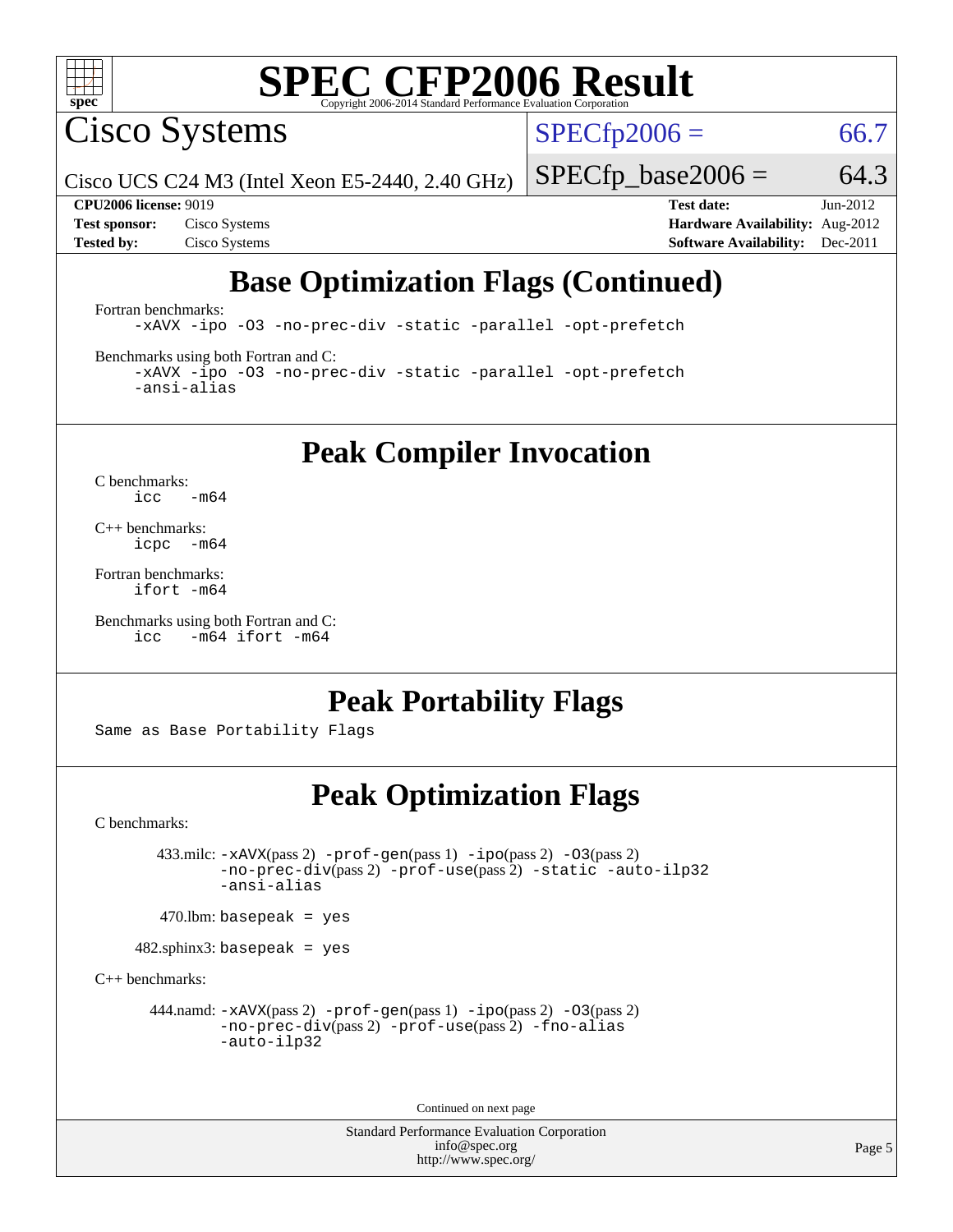# SPEC CFP2006 Result

Copyright 2006-2014 Standard Performance Evaluation Corporation

**Cisco Systems**

Cisco UCS C24 M3 (Intel Xeon E5-2440, 2.40 GHz)

SPECfp2006 = 66.7

SPECfp_base2006 = 64.3

| | | | |
|---|---|---|---|
| **CPU2006 license:** 9019 | | **Test date:** | Jun-2012 |
| **Test sponsor:** | Cisco Systems | **Hardware Availability:** | Aug-2012 |
| **Tested by:** | Cisco Systems | **Software Availability:** | Dec-2011 |

## Base Optimization Flags (Continued)

Fortran benchmarks:

```
-xAVX -ipo -O3 -no-prec-div -static -parallel -opt-prefetch
```

Benchmarks using both Fortran and C:

```
-xAVX -ipo -O3 -no-prec-div -static -parallel -opt-prefetch
-ansi-alias
```

## Peak Compiler Invocation

C benchmarks:

```
icc   -m64
```

C++ benchmarks:

```
icpc  -m64
```

Fortran benchmarks:

```
ifort -m64
```

Benchmarks using both Fortran and C:

```
icc   -m64 ifort -m64
```

## Peak Portability Flags

Same as Base Portability Flags

## Peak Optimization Flags

C benchmarks:

433.milc: -xAVX(pass 2) -prof-gen(pass 1) -ipo(pass 2) -O3(pass 2) -no-prec-div(pass 2) -prof-use(pass 2) -static -auto-ilp32 -ansi-alias

470.lbm: basepeak = yes

482.sphinx3: basepeak = yes

C++ benchmarks:

444.namd: -xAVX(pass 2) -prof-gen(pass 1) -ipo(pass 2) -O3(pass 2) -no-prec-div(pass 2) -prof-use(pass 2) -fno-alias -auto-ilp32

Continued on next page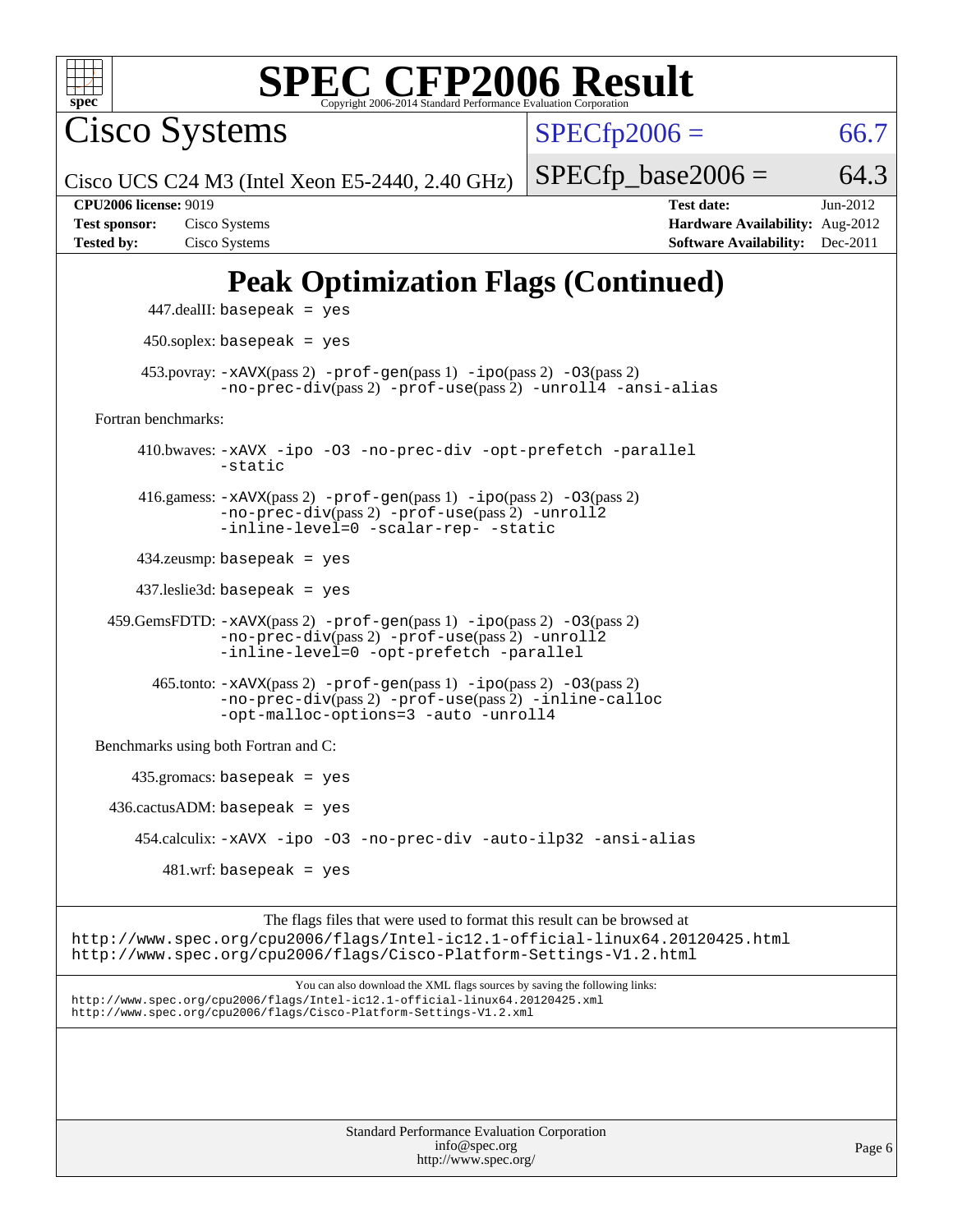# Peak Optimization Flags (Continued)

447.dealII: basepeak = yes

450.soplex: basepeak = yes

453.povray: -xAVX(pass 2) -prof-gen(pass 1) -ipo(pass 2) -O3(pass 2) -no-prec-div(pass 2) -prof-use(pass 2) -unroll4 -ansi-alias

Fortran benchmarks:

410.bwaves: -xAVX -ipo -O3 -no-prec-div -opt-prefetch -parallel -static

416.gamess: -xAVX(pass 2) -prof-gen(pass 1) -ipo(pass 2) -O3(pass 2) -no-prec-div(pass 2) -prof-use(pass 2) -unroll2 -inline-level=0 -scalar-rep- -static

434.zeusmp: basepeak = yes

437.leslie3d: basepeak = yes

459.GemsFDTD: -xAVX(pass 2) -prof-gen(pass 1) -ipo(pass 2) -O3(pass 2) -no-prec-div(pass 2) -prof-use(pass 2) -unroll2 -inline-level=0 -opt-prefetch -parallel

465.tonto: -xAVX(pass 2) -prof-gen(pass 1) -ipo(pass 2) -O3(pass 2) -no-prec-div(pass 2) -prof-use(pass 2) -inline-calloc -opt-malloc-options=3 -auto -unroll4

Benchmarks using both Fortran and C:

435.gromacs: basepeak = yes

436.cactusADM: basepeak = yes

454.calculix: -xAVX -ipo -O3 -no-prec-div -auto-ilp32 -ansi-alias

481.wrf: basepeak = yes

The flags files that were used to format this result can be browsed at
http://www.spec.org/cpu2006/flags/Intel-ic12.1-official-linux64.20120425.html
http://www.spec.org/cpu2006/flags/Cisco-Platform-Settings-V1.2.html

You can also download the XML flags sources by saving the following links:
http://www.spec.org/cpu2006/flags/Intel-ic12.1-official-linux64.20120425.xml
http://www.spec.org/cpu2006/flags/Cisco-Platform-Settings-V1.2.xml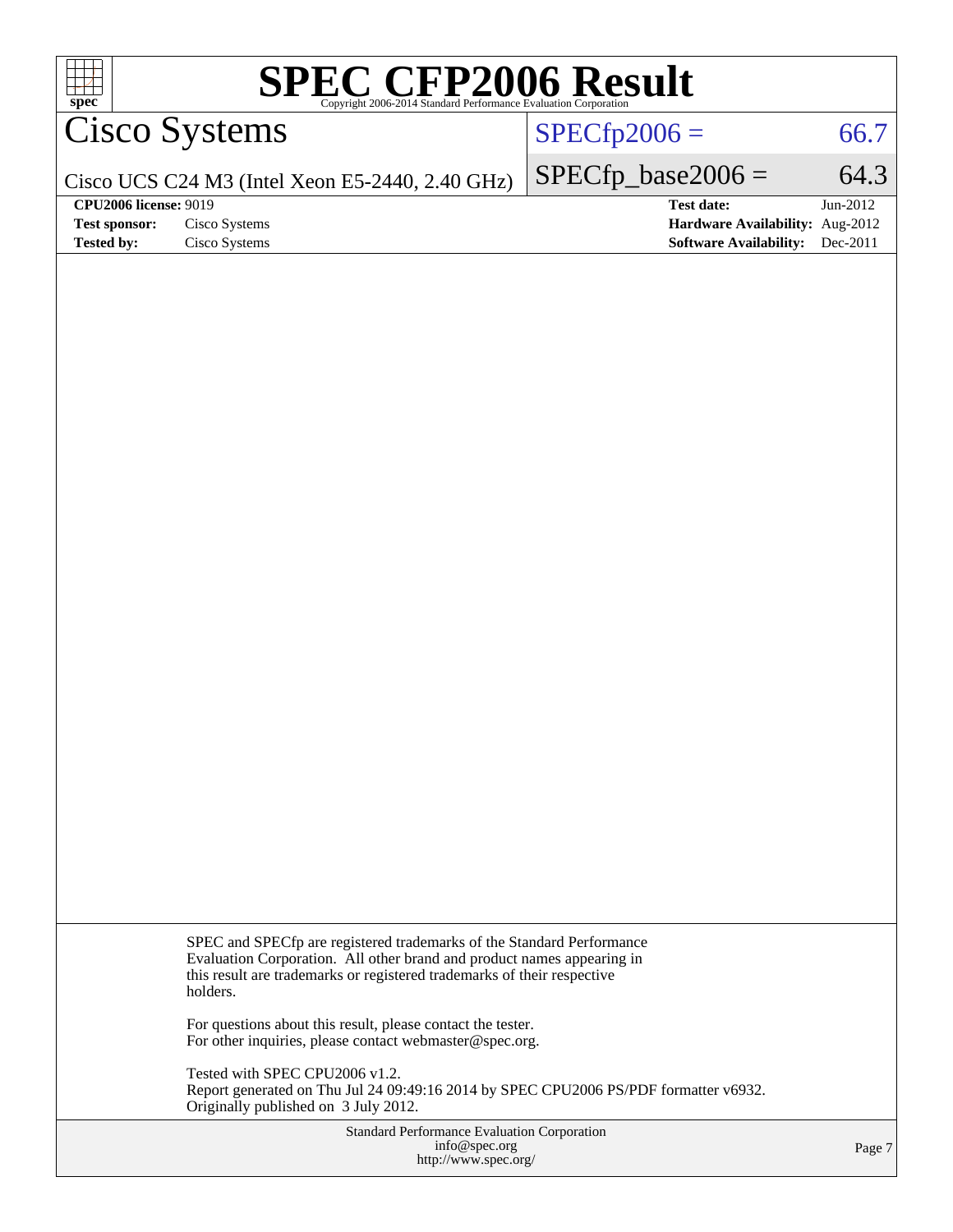SPEC and SPECfp are registered trademarks of the Standard Performance Evaluation Corporation. All other brand and product names appearing in this result are trademarks or registered trademarks of their respective holders.

For questions about this result, please contact the tester.
For other inquiries, please contact webmaster@spec.org.

Tested with SPEC CPU2006 v1.2.
Report generated on Thu Jul 24 09:49:16 2014 by SPEC CPU2006 PS/PDF formatter v6932.
Originally published on 3 July 2012.